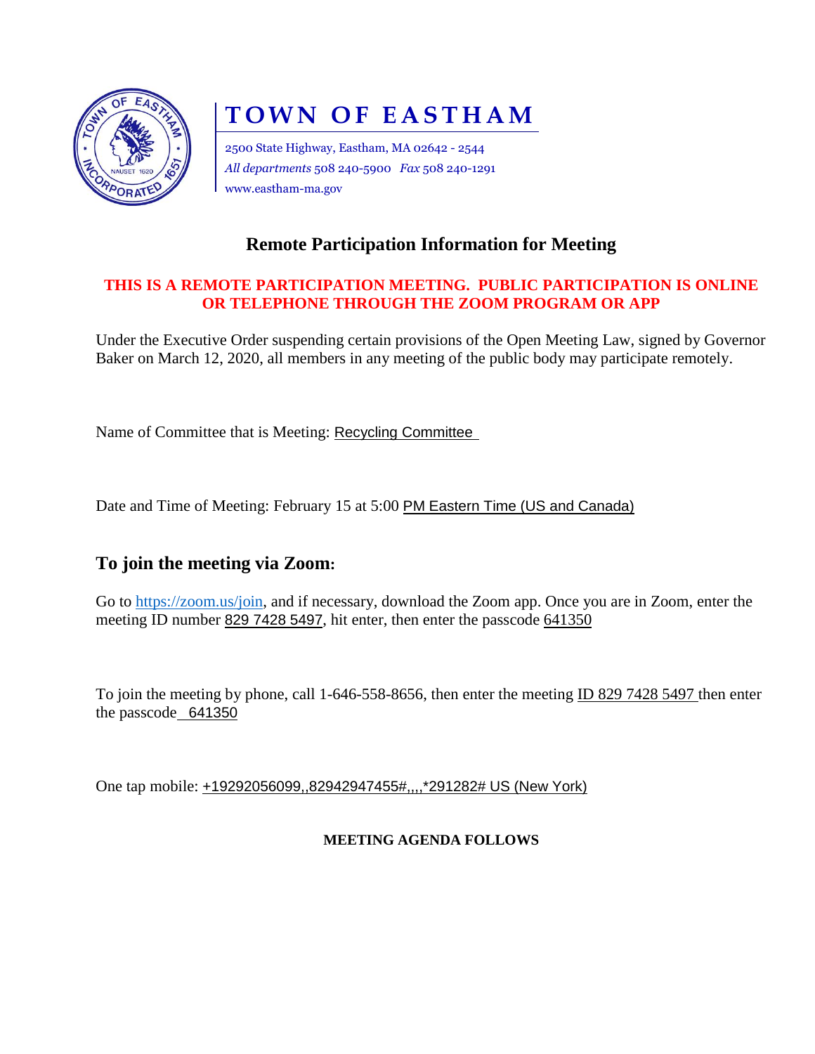# TOWN OF EASTHAM

2500 State Highway, Eastham, MA 02642 - 2544
*All departments* 508 240-5900 *Fax* 508 240-1291
www.eastham-ma.gov

## Remote Participation Information for Meeting

**THIS IS A REMOTE PARTICIPATION MEETING. PUBLIC PARTICIPATION IS ONLINE OR TELEPHONE THROUGH THE ZOOM PROGRAM OR APP**

Under the Executive Order suspending certain provisions of the Open Meeting Law, signed by Governor Baker on March 12, 2020, all members in any meeting of the public body may participate remotely.

Name of Committee that is Meeting: Recycling Committee

Date and Time of Meeting: February 15 at 5:00 PM Eastern Time (US and Canada)

## To join the meeting via Zoom:

Go to https://zoom.us/join, and if necessary, download the Zoom app. Once you are in Zoom, enter the meeting ID number 829 7428 5497, hit enter, then enter the passcode 641350

To join the meeting by phone, call 1-646-558-8656, then enter the meeting ID 829 7428 5497 then enter the passcode 641350

One tap mobile: +19292056099,,82942947455#,,,,*291282# US (New York)

**MEETING AGENDA FOLLOWS**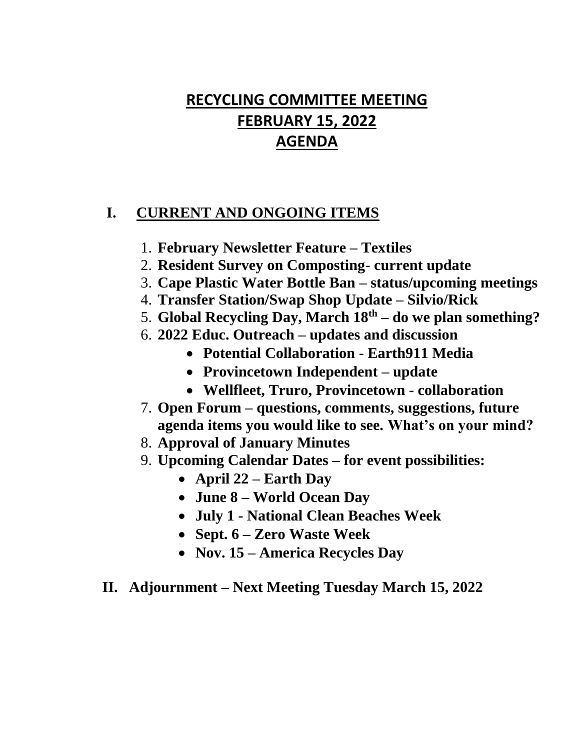# RECYCLING COMMITTEE MEETING
# FEBRUARY 15, 2022
# AGENDA

## I. CURRENT AND ONGOING ITEMS

1. **February Newsletter Feature – Textiles**
2. **Resident Survey on Composting- current update**
3. **Cape Plastic Water Bottle Ban – status/upcoming meetings**
4. **Transfer Station/Swap Shop Update – Silvio/Rick**
5. **Global Recycling Day, March 18th – do we plan something?**
6. **2022 Educ. Outreach – updates and discussion**
   - **Potential Collaboration - Earth911 Media**
   - **Provincetown Independent – update**
   - **Wellfleet, Truro, Provincetown - collaboration**
7. **Open Forum – questions, comments, suggestions, future agenda items you would like to see. What's on your mind?**
8. **Approval of January Minutes**
9. **Upcoming Calendar Dates – for event possibilities:**
   - **April 22 – Earth Day**
   - **June 8 – World Ocean Day**
   - **July 1 - National Clean Beaches Week**
   - **Sept. 6 – Zero Waste Week**
   - **Nov. 15 – America Recycles Day**

## II. Adjournment – Next Meeting Tuesday March 15, 2022